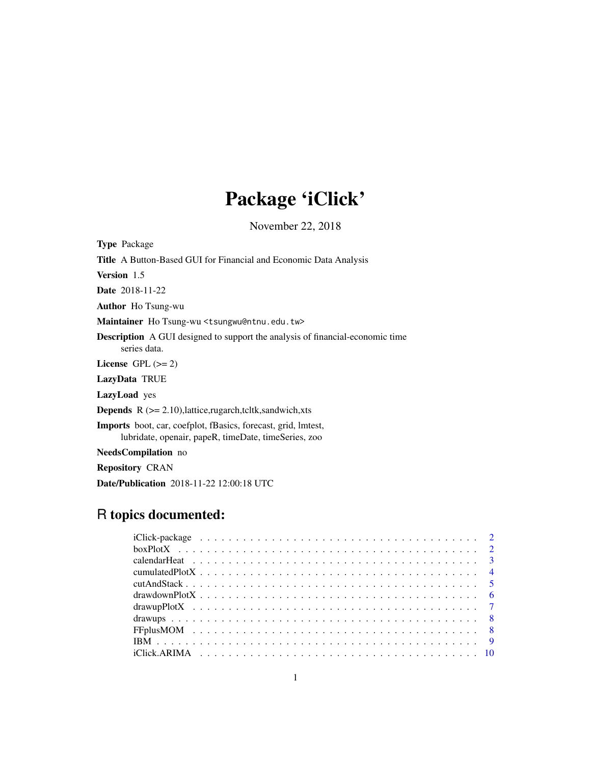# Package 'iClick'

November 22, 2018

**Type** Package

**Title** A Button-Based GUI for Financial and Economic Data Analysis

**Version** 1.5

**Date** 2018-11-22

**Author** Ho Tsung-wu

**Maintainer** Ho Tsung-wu <tsungwu@ntnu.edu.tw>

**Description** A GUI designed to support the analysis of financial-economic time series data.

**License** GPL (>= 2)

**LazyData** TRUE

**LazyLoad** yes

**Depends** R (>= 2.10),lattice,rugarch,tcltk,sandwich,xts

**Imports** boot, car, coefplot, fBasics, forecast, grid, lmtest, lubridate, openair, papeR, timeDate, timeSeries, zoo

**NeedsCompilation** no

**Repository** CRAN

**Date/Publication** 2018-11-22 12:00:18 UTC

## R topics documented:

- iClick-package . . . . . . . . . . . . . . . . . . . . . . . . . . . . . . . . . . . . . . 2
- boxPlotX . . . . . . . . . . . . . . . . . . . . . . . . . . . . . . . . . . . . . . . . . 2
- calendarHeat . . . . . . . . . . . . . . . . . . . . . . . . . . . . . . . . . . . . . . . 3
- cumulatedPlotX . . . . . . . . . . . . . . . . . . . . . . . . . . . . . . . . . . . . . . 4
- cutAndStack . . . . . . . . . . . . . . . . . . . . . . . . . . . . . . . . . . . . . . . 5
- drawdownPlotX . . . . . . . . . . . . . . . . . . . . . . . . . . . . . . . . . . . . . . 6
- drawupPlotX . . . . . . . . . . . . . . . . . . . . . . . . . . . . . . . . . . . . . . . 7
- drawups . . . . . . . . . . . . . . . . . . . . . . . . . . . . . . . . . . . . . . . . . 8
- FFplusMOM . . . . . . . . . . . . . . . . . . . . . . . . . . . . . . . . . . . . . . . 8
- IBM . . . . . . . . . . . . . . . . . . . . . . . . . . . . . . . . . . . . . . . . . . . 9
- iClick.ARIMA . . . . . . . . . . . . . . . . . . . . . . . . . . . . . . . . . . . . . . 10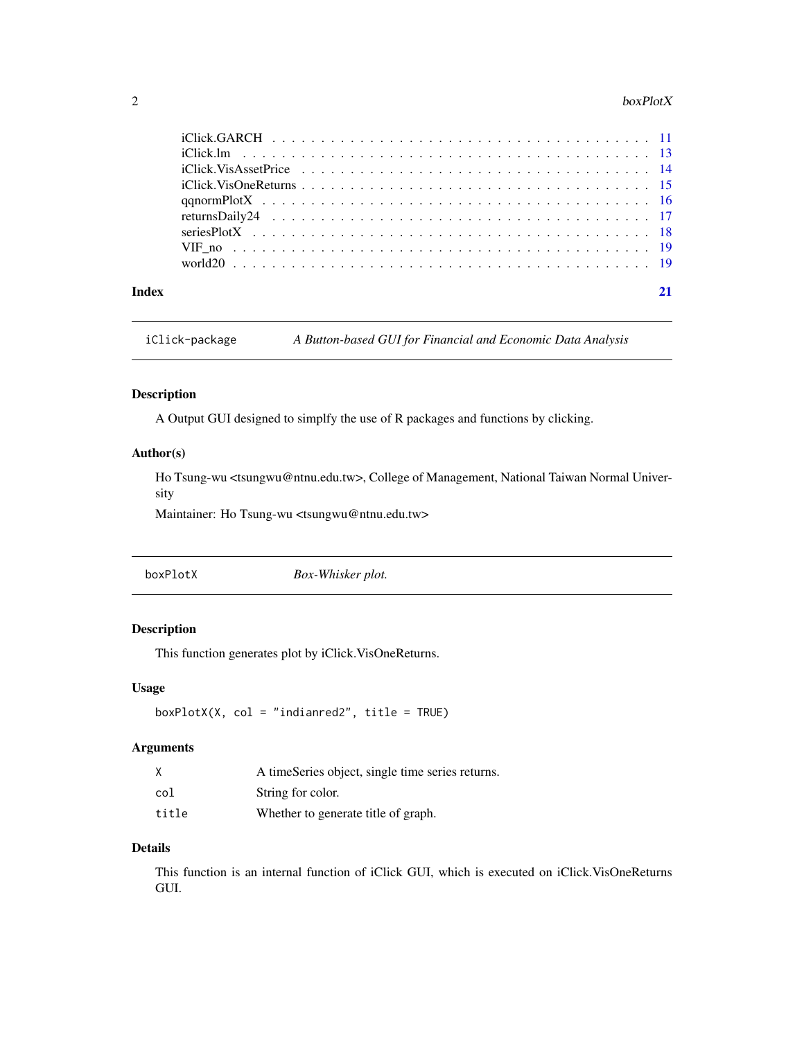iClick.GARCH . . . . . . . . . . . . . . . . . . . . . . . . . . . . . . . . . . . 11
iClick.lm . . . . . . . . . . . . . . . . . . . . . . . . . . . . . . . . . . . . . 13
iClick.VisAssetPrice . . . . . . . . . . . . . . . . . . . . . . . . . . . . . . . 14
iClick.VisOneReturns . . . . . . . . . . . . . . . . . . . . . . . . . . . . . . . 15
qqnormPlotX . . . . . . . . . . . . . . . . . . . . . . . . . . . . . . . . . . . 16
returnsDaily24 . . . . . . . . . . . . . . . . . . . . . . . . . . . . . . . . . . 17
seriesPlotX . . . . . . . . . . . . . . . . . . . . . . . . . . . . . . . . . . . 18
VIF_no . . . . . . . . . . . . . . . . . . . . . . . . . . . . . . . . . . . . . . 19
world20 . . . . . . . . . . . . . . . . . . . . . . . . . . . . . . . . . . . . . 19

**Index** **21**

---

`iClick-package` *A Button-based GUI for Financial and Economic Data Analysis*

---

## Description

A Output GUI designed to simplfy the use of R packages and functions by clicking.

## Author(s)

Ho Tsung-wu <tsungwu@ntnu.edu.tw>, College of Management, National Taiwan Normal University

Maintainer: Ho Tsung-wu <tsungwu@ntnu.edu.tw>

---

`boxPlotX` *Box-Whisker plot.*

---

## Description

This function generates plot by iClick.VisOneReturns.

## Usage

```
boxPlotX(X, col = "indianred2", title = TRUE)
```

## Arguments

| | |
|---|---|
| X | A timeSeries object, single time series returns. |
| col | String for color. |
| title | Whether to generate title of graph. |

## Details

This function is an internal function of iClick GUI, which is executed on iClick.VisOneReturns GUI.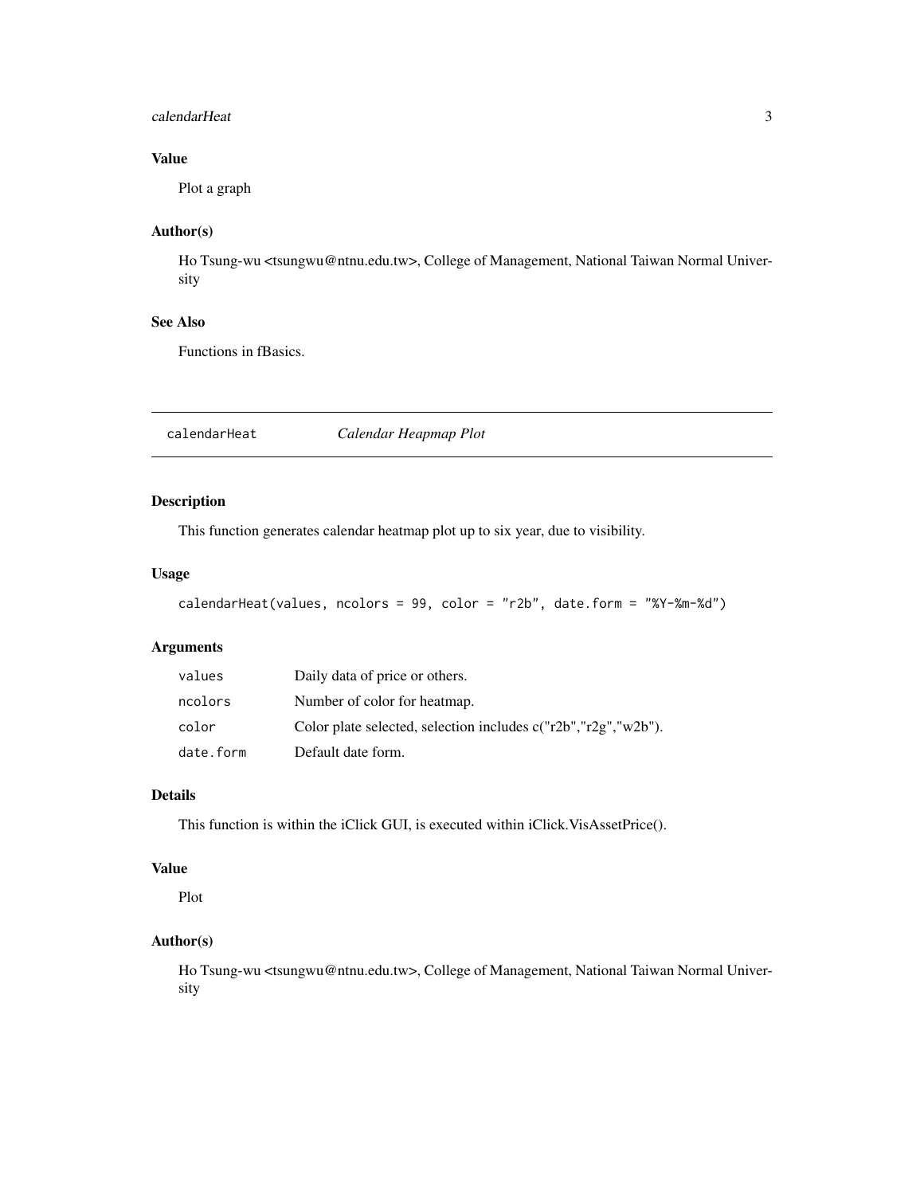### Value

Plot a graph

### Author(s)

Ho Tsung-wu <tsungwu@ntnu.edu.tw>, College of Management, National Taiwan Normal University

### See Also

Functions in fBasics.

---

## calendarHeat *Calendar Heapmap Plot*

---

### Description

This function generates calendar heatmap plot up to six year, due to visibility.

### Usage

```
calendarHeat(values, ncolors = 99, color = "r2b", date.form = "%Y-%m-%d")
```

### Arguments

| | |
|---|---|
| `values` | Daily data of price or others. |
| `ncolors` | Number of color for heatmap. |
| `color` | Color plate selected, selection includes c("r2b","r2g","w2b"). |
| `date.form` | Default date form. |

### Details

This function is within the iClick GUI, is executed within iClick.VisAssetPrice().

### Value

Plot

### Author(s)

Ho Tsung-wu <tsungwu@ntnu.edu.tw>, College of Management, National Taiwan Normal University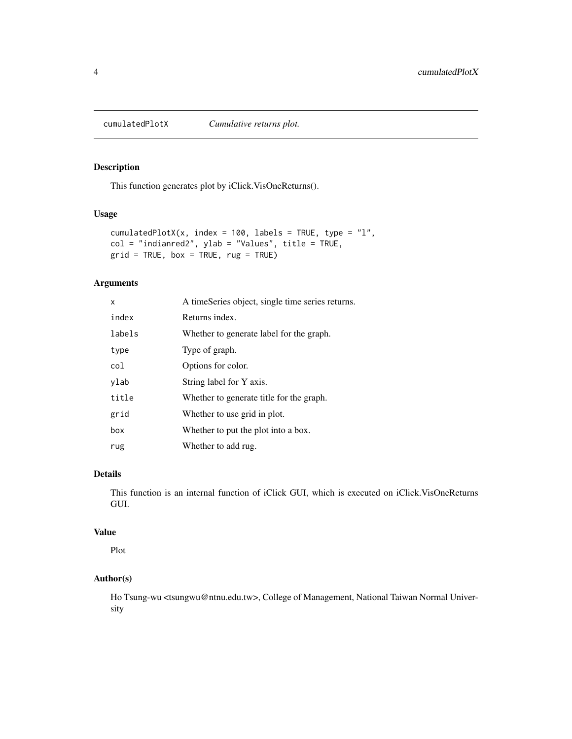## cumulatedPlotX — *Cumulative returns plot.*

### Description

This function generates plot by iClick.VisOneReturns().

### Usage

```
cumulatedPlotX(x, index = 100, labels = TRUE, type = "l",
col = "indianred2", ylab = "Values", title = TRUE,
grid = TRUE, box = TRUE, rug = TRUE)
```

### Arguments

| | |
|---|---|
| `x` | A timeSeries object, single time series returns. |
| `index` | Returns index. |
| `labels` | Whether to generate label for the graph. |
| `type` | Type of graph. |
| `col` | Options for color. |
| `ylab` | String label for Y axis. |
| `title` | Whether to generate title for the graph. |
| `grid` | Whether to use grid in plot. |
| `box` | Whether to put the plot into a box. |
| `rug` | Whether to add rug. |

### Details

This function is an internal function of iClick GUI, which is executed on iClick.VisOneReturns GUI.

### Value

Plot

### Author(s)

Ho Tsung-wu <tsungwu@ntnu.edu.tw>, College of Management, National Taiwan Normal University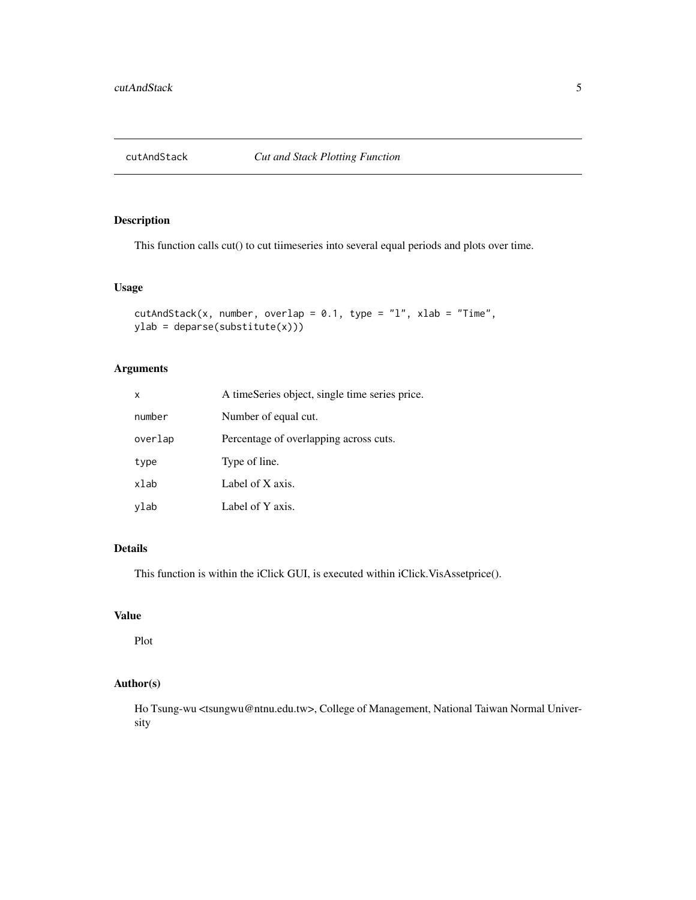## cutAndStack *Cut and Stack Plotting Function*

### Description

This function calls cut() to cut tiimeseries into several equal periods and plots over time.

### Usage

```
cutAndStack(x, number, overlap = 0.1, type = "l", xlab = "Time",
ylab = deparse(substitute(x)))
```

### Arguments

| | |
|---|---|
| x | A timeSeries object, single time series price. |
| number | Number of equal cut. |
| overlap | Percentage of overlapping across cuts. |
| type | Type of line. |
| xlab | Label of X axis. |
| ylab | Label of Y axis. |

### Details

This function is within the iClick GUI, is executed within iClick.VisAssetprice().

### Value

Plot

### Author(s)

Ho Tsung-wu <tsungwu@ntnu.edu.tw>, College of Management, National Taiwan Normal University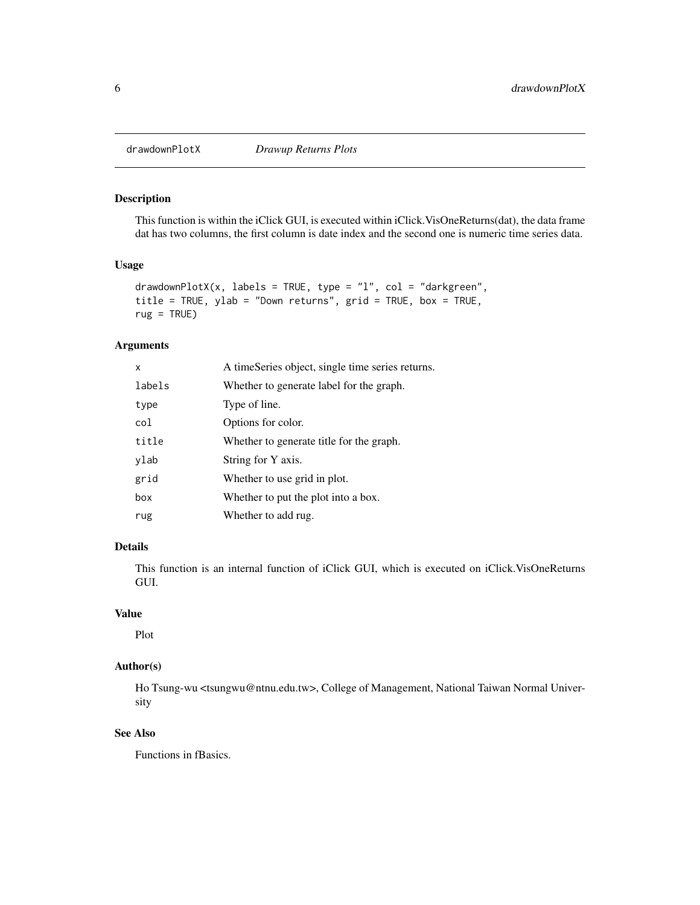drawdownPlotX *Drawup Returns Plots*

## Description

This function is within the iClick GUI, is executed within iClick.VisOneReturns(dat), the data frame dat has two columns, the first column is date index and the second one is numeric time series data.

## Usage

```
drawdownPlotX(x, labels = TRUE, type = "l", col = "darkgreen",
title = TRUE, ylab = "Down returns", grid = TRUE, box = TRUE,
rug = TRUE)
```

## Arguments

| | |
|---|---|
| x | A timeSeries object, single time series returns. |
| labels | Whether to generate label for the graph. |
| type | Type of line. |
| col | Options for color. |
| title | Whether to generate title for the graph. |
| ylab | String for Y axis. |
| grid | Whether to use grid in plot. |
| box | Whether to put the plot into a box. |
| rug | Whether to add rug. |

## Details

This function is an internal function of iClick GUI, which is executed on iClick.VisOneReturns GUI.

## Value

Plot

## Author(s)

Ho Tsung-wu <tsungwu@ntnu.edu.tw>, College of Management, National Taiwan Normal University

## See Also

Functions in fBasics.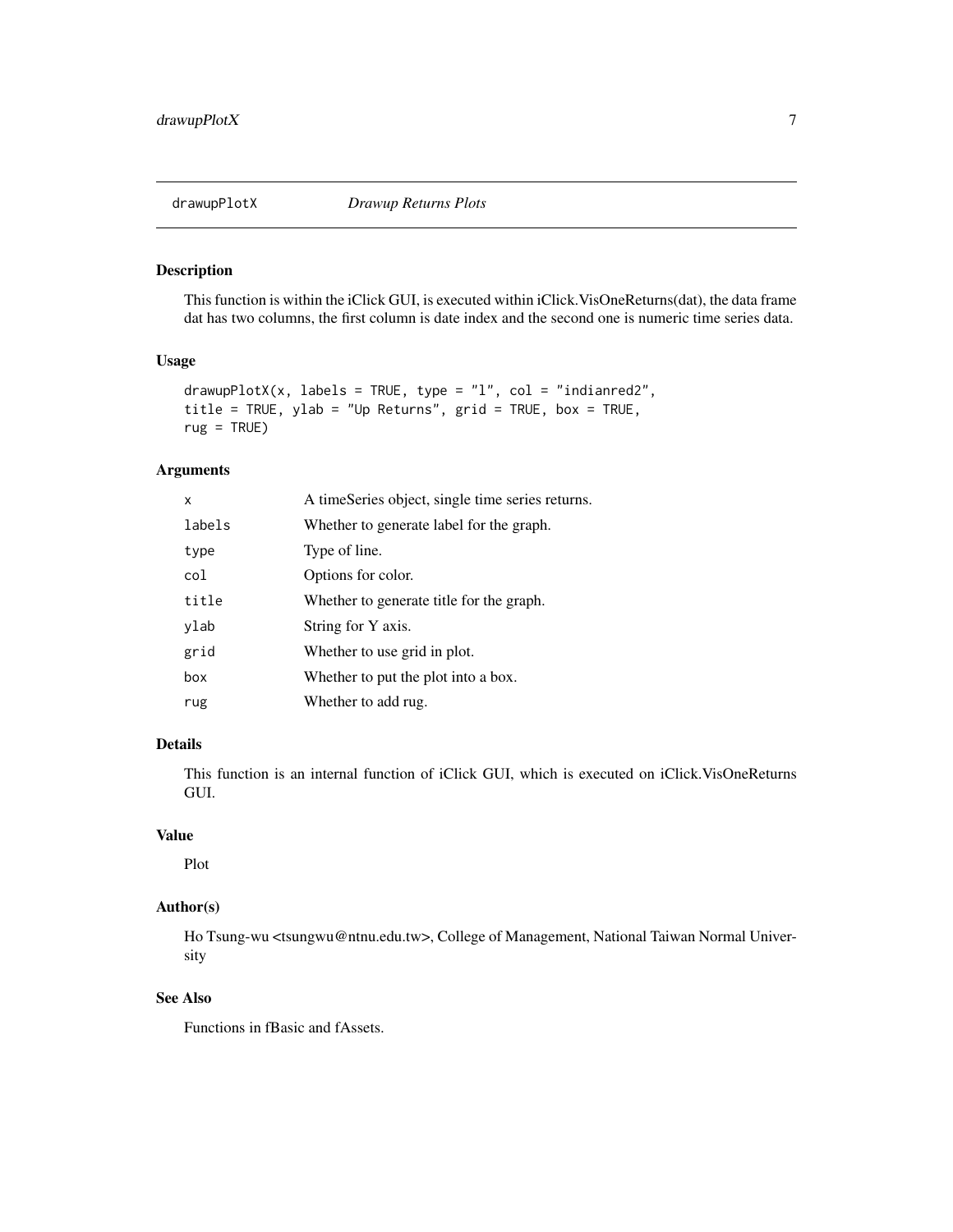## drawupPlotX *Drawup Returns Plots*

### Description

This function is within the iClick GUI, is executed within iClick.VisOneReturns(dat), the data frame dat has two columns, the first column is date index and the second one is numeric time series data.

### Usage

```
drawupPlotX(x, labels = TRUE, type = "l", col = "indianred2",
title = TRUE, ylab = "Up Returns", grid = TRUE, box = TRUE,
rug = TRUE)
```

### Arguments

| | |
|---|---|
| x | A timeSeries object, single time series returns. |
| labels | Whether to generate label for the graph. |
| type | Type of line. |
| col | Options for color. |
| title | Whether to generate title for the graph. |
| ylab | String for Y axis. |
| grid | Whether to use grid in plot. |
| box | Whether to put the plot into a box. |
| rug | Whether to add rug. |

### Details

This function is an internal function of iClick GUI, which is executed on iClick.VisOneReturns GUI.

### Value

Plot

### Author(s)

Ho Tsung-wu <tsungwu@ntnu.edu.tw>, College of Management, National Taiwan Normal University

### See Also

Functions in fBasic and fAssets.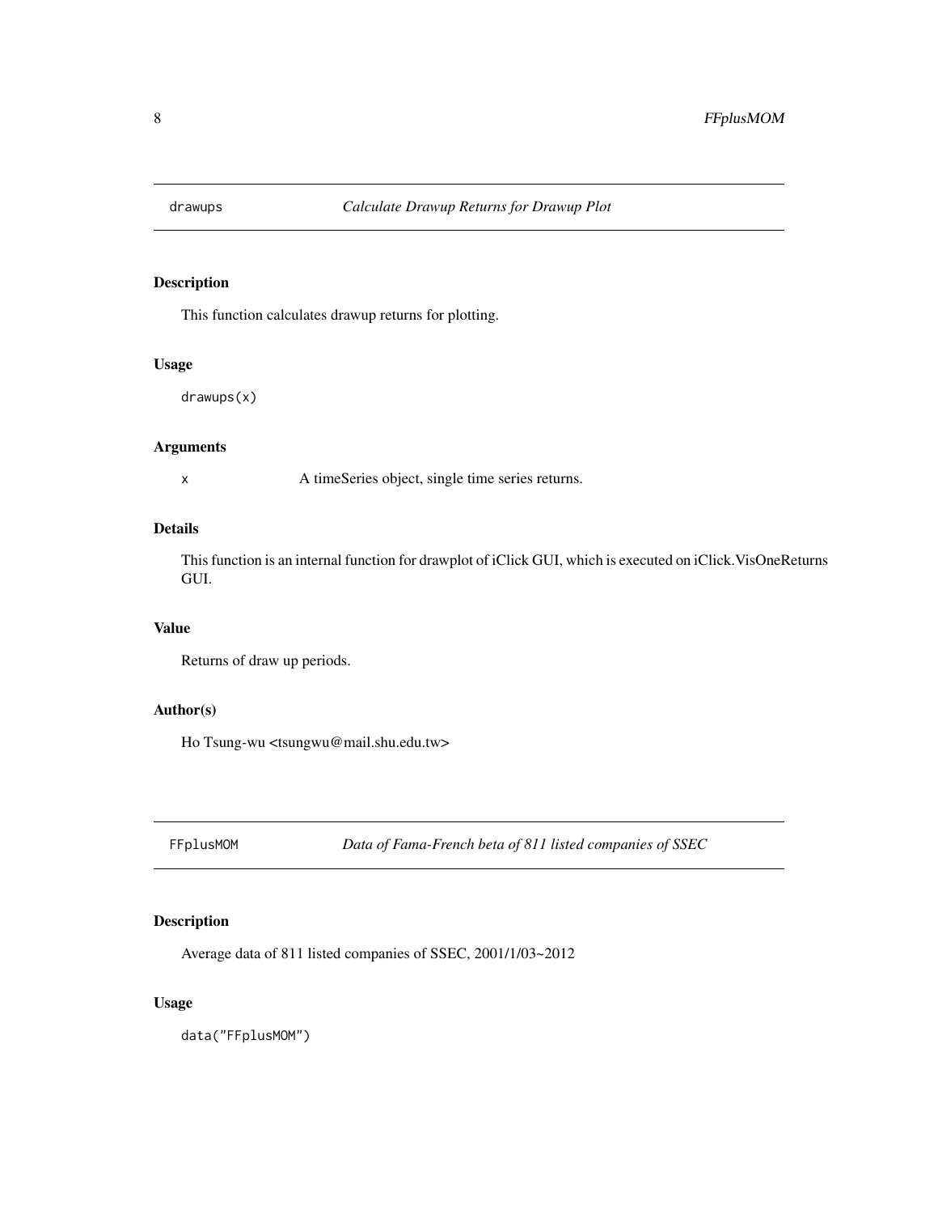## drawups — *Calculate Drawup Returns for Drawup Plot*

### Description

This function calculates drawup returns for plotting.

### Usage

```
drawups(x)
```

### Arguments

| | |
|---|---|
| x | A timeSeries object, single time series returns. |

### Details

This function is an internal function for drawplot of iClick GUI, which is executed on iClick.VisOneReturns GUI.

### Value

Returns of draw up periods.

### Author(s)

Ho Tsung-wu <tsungwu@mail.shu.edu.tw>

## FFplusMOM — *Data of Fama-French beta of 811 listed companies of SSEC*

### Description

Average data of 811 listed companies of SSEC, 2001/1/03~2012

### Usage

```
data("FFplusMOM")
```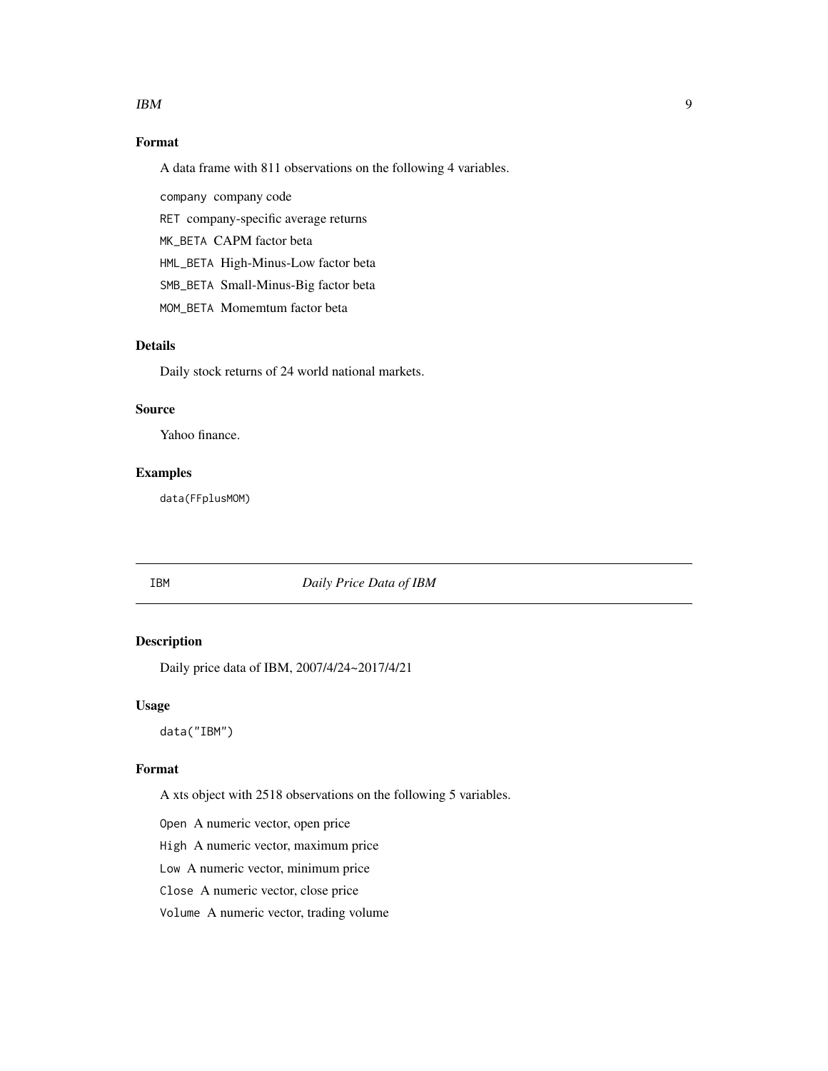## Format

A data frame with 811 observations on the following 4 variables.

`company` company code

`RET` company-specific average returns

`MK_BETA` CAPM factor beta

`HML_BETA` High-Minus-Low factor beta

`SMB_BETA` Small-Minus-Big factor beta

`MOM_BETA` Momemtum factor beta

## Details

Daily stock returns of 24 world national markets.

## Source

Yahoo finance.

## Examples

```
data(FFplusMOM)
```

---

# IBM *Daily Price Data of IBM*

---

## Description

Daily price data of IBM, 2007/4/24~2017/4/21

## Usage

```
data("IBM")
```

## Format

A xts object with 2518 observations on the following 5 variables.

`Open` A numeric vector, open price

`High` A numeric vector, maximum price

`Low` A numeric vector, minimum price

`Close` A numeric vector, close price

`Volume` A numeric vector, trading volume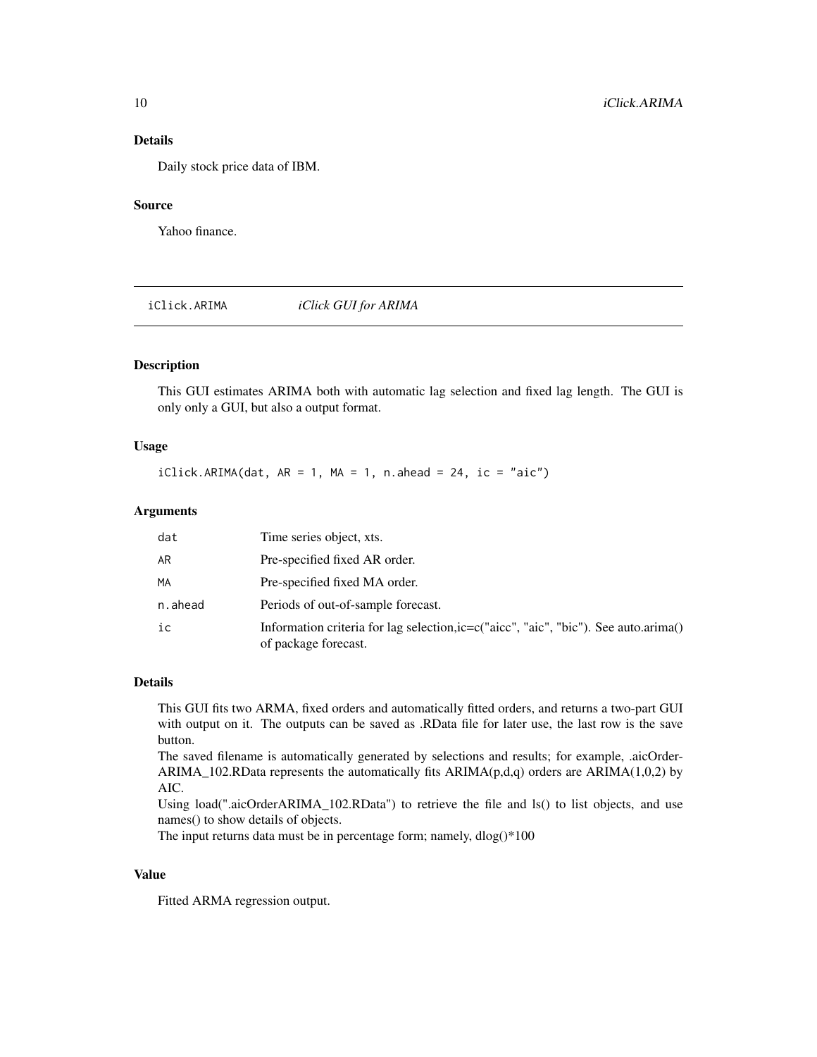### Details

Daily stock price data of IBM.

### Source

Yahoo finance.

---

## iClick.ARIMA *iClick GUI for ARIMA*

---

### Description

This GUI estimates ARIMA both with automatic lag selection and fixed lag length. The GUI is only only a GUI, but also a output format.

### Usage

```
iClick.ARIMA(dat, AR = 1, MA = 1, n.ahead = 24, ic = "aic")
```

### Arguments

| | |
|---|---|
| dat | Time series object, xts. |
| AR | Pre-specified fixed AR order. |
| MA | Pre-specified fixed MA order. |
| n.ahead | Periods of out-of-sample forecast. |
| ic | Information criteria for lag selection,ic=c("aicc", "aic", "bic"). See auto.arima() of package forecast. |

### Details

This GUI fits two ARMA, fixed orders and automatically fitted orders, and returns a two-part GUI with output on it. The outputs can be saved as .RData file for later use, the last row is the save button.

The saved filename is automatically generated by selections and results; for example, .aicOrder-ARIMA_102.RData represents the automatically fits ARIMA(p,d,q) orders are ARIMA(1,0,2) by AIC.

Using load(".aicOrderARIMA_102.RData") to retrieve the file and ls() to list objects, and use names() to show details of objects.

The input returns data must be in percentage form; namely, dlog()*100

### Value

Fitted ARMA regression output.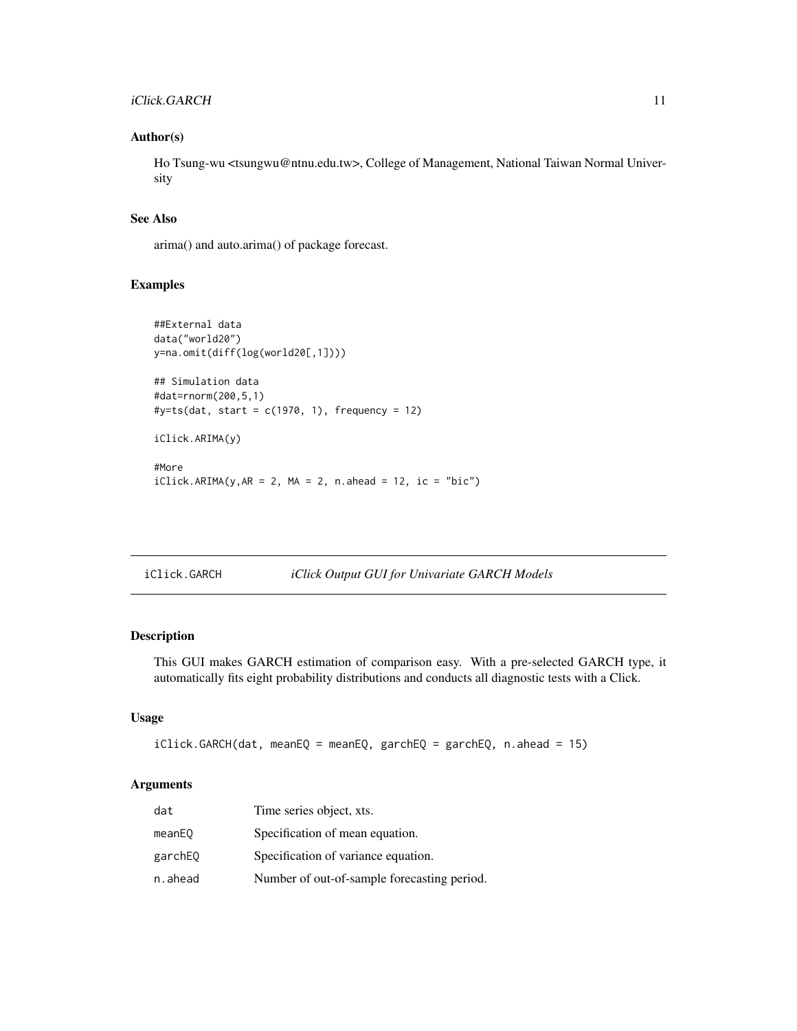### Author(s)

Ho Tsung-wu <tsungwu@ntnu.edu.tw>, College of Management, National Taiwan Normal University

### See Also

arima() and auto.arima() of package forecast.

### Examples

```
##External data
data("world20")
y=na.omit(diff(log(world20[,1])))

## Simulation data
#dat=rnorm(200,5,1)
#y=ts(dat, start = c(1970, 1), frequency = 12)

iClick.ARIMA(y)

#More
iClick.ARIMA(y,AR = 2, MA = 2, n.ahead = 12, ic = "bic")
```

---

## iClick.GARCH — *iClick Output GUI for Univariate GARCH Models*

### Description

This GUI makes GARCH estimation of comparison easy. With a pre-selected GARCH type, it automatically fits eight probability distributions and conducts all diagnostic tests with a Click.

### Usage

```
iClick.GARCH(dat, meanEQ = meanEQ, garchEQ = garchEQ, n.ahead = 15)
```

### Arguments

| | |
|---|---|
| dat | Time series object, xts. |
| meanEQ | Specification of mean equation. |
| garchEQ | Specification of variance equation. |
| n.ahead | Number of out-of-sample forecasting period. |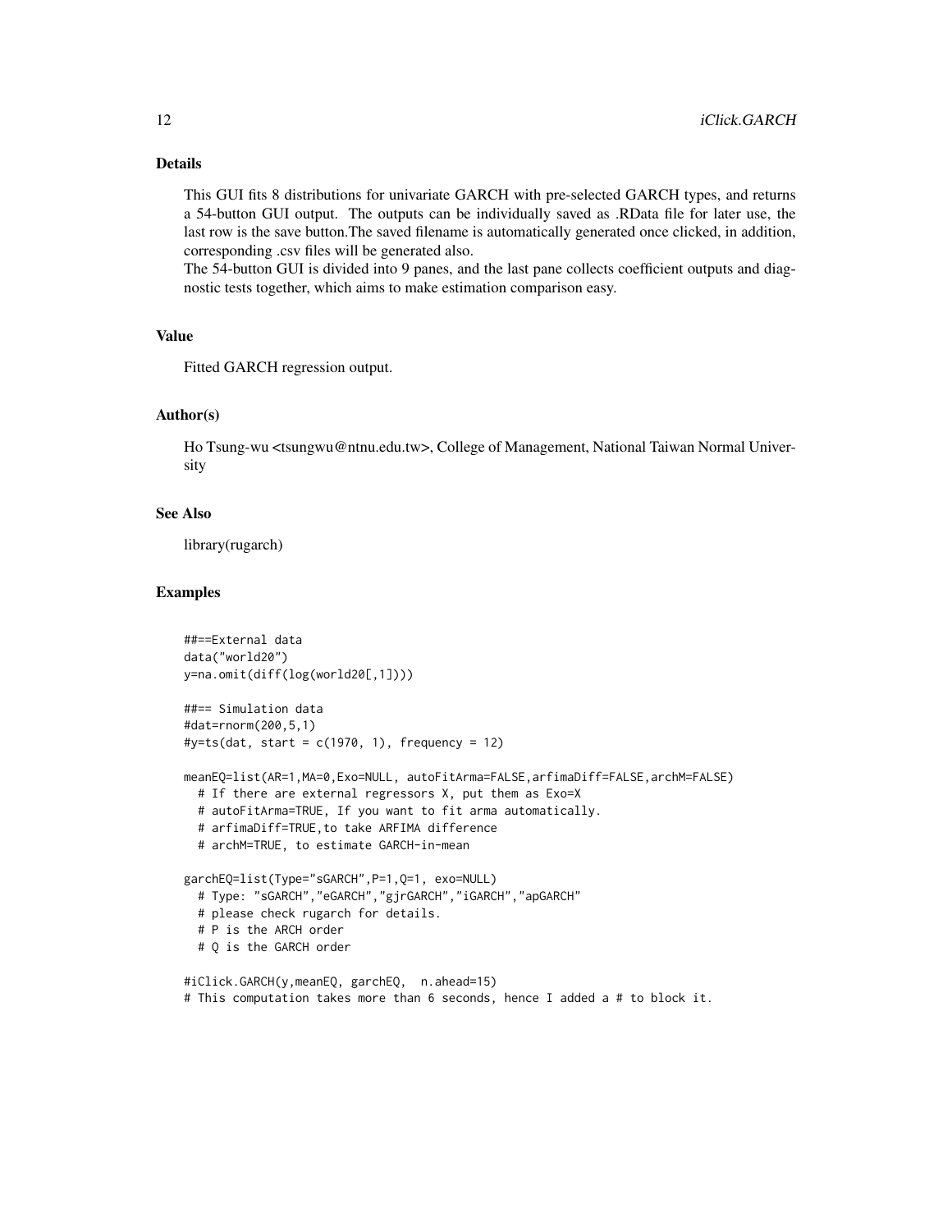### Details

This GUI fits 8 distributions for univariate GARCH with pre-selected GARCH types, and returns a 54-button GUI output. The outputs can be individually saved as .RData file for later use, the last row is the save button.The saved filename is automatically generated once clicked, in addition, corresponding .csv files will be generated also.

The 54-button GUI is divided into 9 panes, and the last pane collects coefficient outputs and diagnostic tests together, which aims to make estimation comparison easy.

### Value

Fitted GARCH regression output.

### Author(s)

Ho Tsung-wu <tsungwu@ntnu.edu.tw>, College of Management, National Taiwan Normal University

### See Also

library(rugarch)

### Examples

```
##==External data
data("world20")
y=na.omit(diff(log(world20[,1])))

##== Simulation data
#dat=rnorm(200,5,1)
#y=ts(dat, start = c(1970, 1), frequency = 12)

meanEQ=list(AR=1,MA=0,Exo=NULL, autoFitArma=FALSE,arfimaDiff=FALSE,archM=FALSE)
  # If there are external regressors X, put them as Exo=X
  # autoFitArma=TRUE, If you want to fit arma automatically.
  # arfimaDiff=TRUE,to take ARFIMA difference
  # archM=TRUE, to estimate GARCH-in-mean

garchEQ=list(Type="sGARCH",P=1,Q=1, exo=NULL)
  # Type: "sGARCH","eGARCH","gjrGARCH","iGARCH","apGARCH"
  # please check rugarch for details.
  # P is the ARCH order
  # Q is the GARCH order

#iClick.GARCH(y,meanEQ, garchEQ,  n.ahead=15)
# This computation takes more than 6 seconds, hence I added a # to block it.
```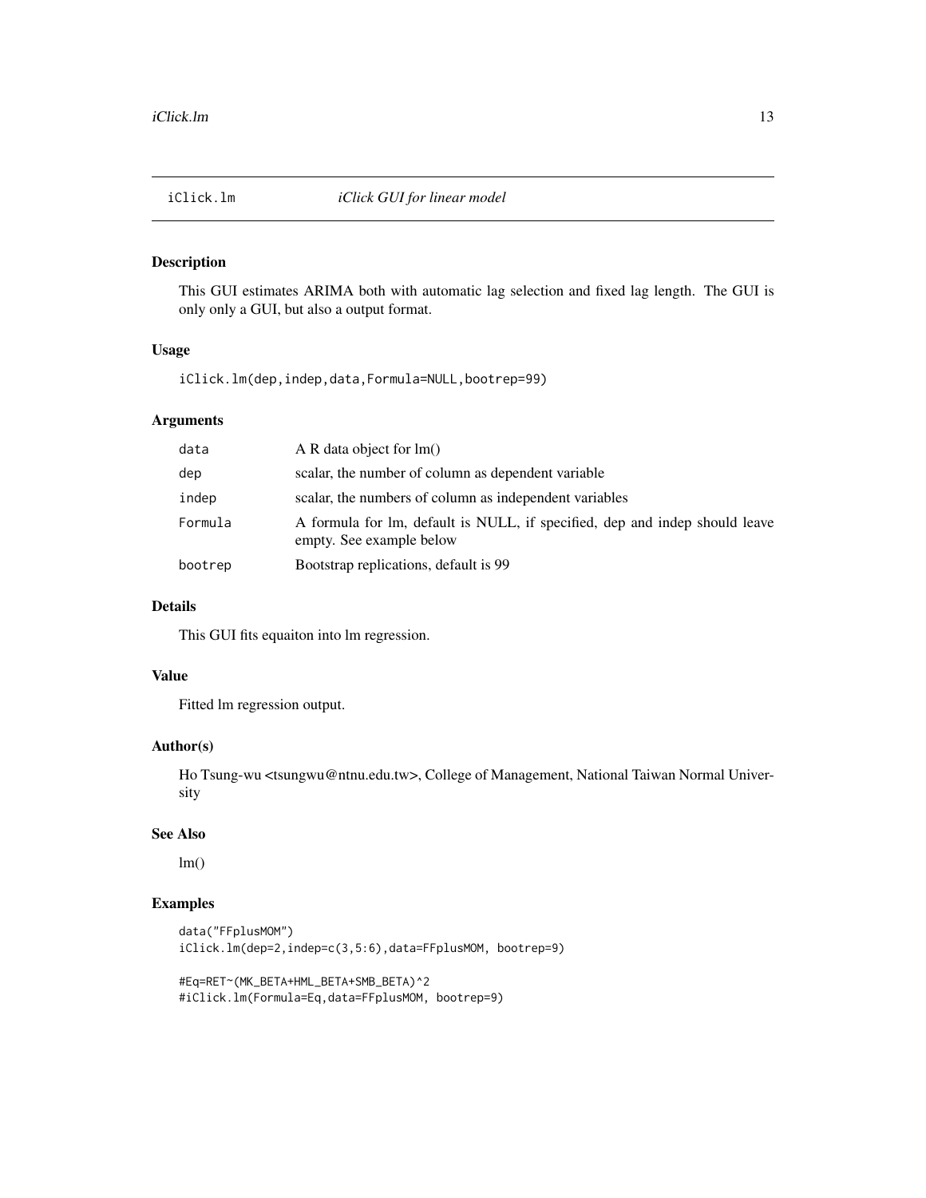## iClick.lm *iClick GUI for linear model*

### Description

This GUI estimates ARIMA both with automatic lag selection and fixed lag length. The GUI is only only a GUI, but also a output format.

### Usage

```
iClick.lm(dep,indep,data,Formula=NULL,bootrep=99)
```

### Arguments

| | |
|---|---|
| data | A R data object for lm() |
| dep | scalar, the number of column as dependent variable |
| indep | scalar, the numbers of column as independent variables |
| Formula | A formula for lm, default is NULL, if specified, dep and indep should leave empty. See example below |
| bootrep | Bootstrap replications, default is 99 |

### Details

This GUI fits equaiton into lm regression.

### Value

Fitted lm regression output.

### Author(s)

Ho Tsung-wu <tsungwu@ntnu.edu.tw>, College of Management, National Taiwan Normal University

### See Also

lm()

### Examples

```
data("FFplusMOM")
iClick.lm(dep=2,indep=c(3,5:6),data=FFplusMOM, bootrep=9)

#Eq=RET~(MK_BETA+HML_BETA+SMB_BETA)^2
#iClick.lm(Formula=Eq,data=FFplusMOM, bootrep=9)
```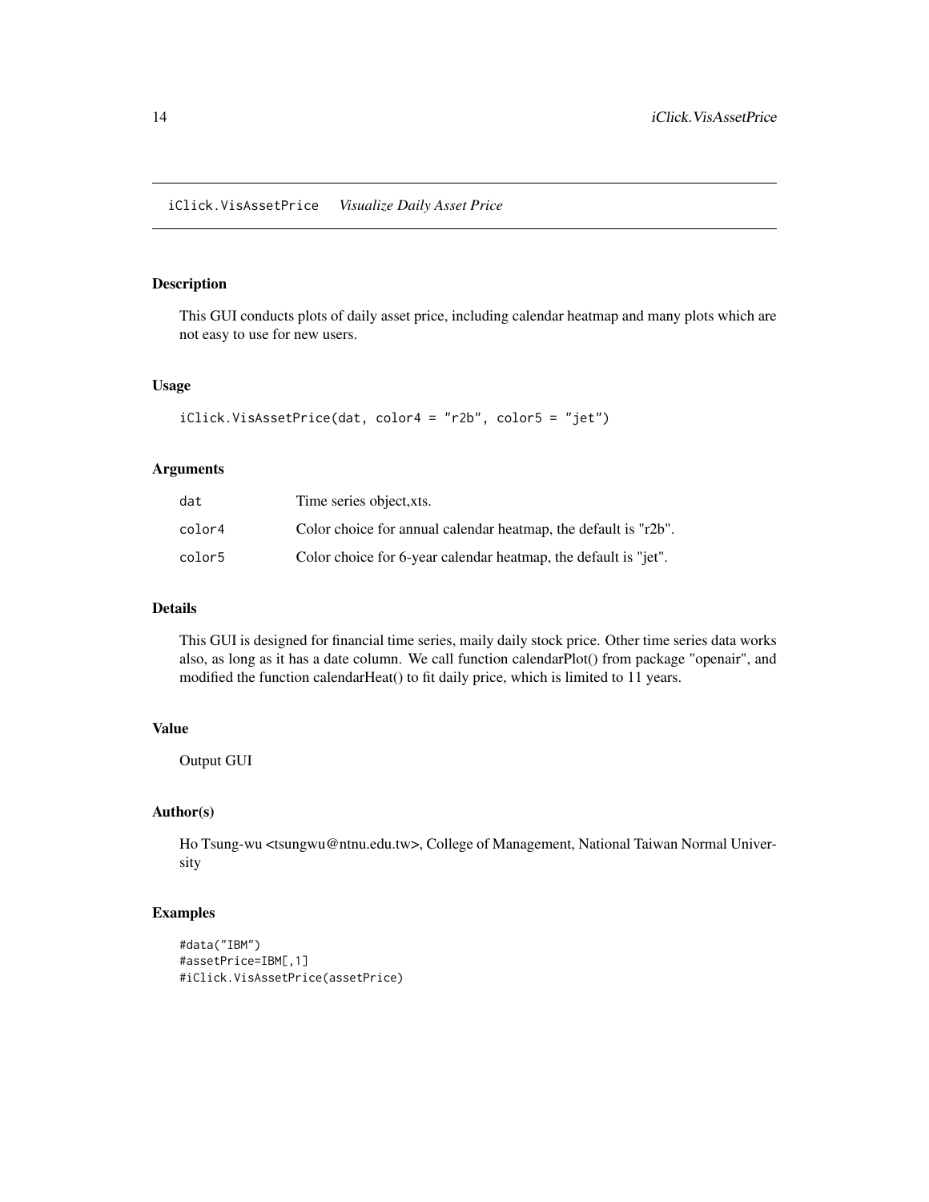# iClick.VisAssetPrice *Visualize Daily Asset Price*

## Description

This GUI conducts plots of daily asset price, including calendar heatmap and many plots which are not easy to use for new users.

## Usage

```
iClick.VisAssetPrice(dat, color4 = "r2b", color5 = "jet")
```

## Arguments

| | |
|---|---|
| dat | Time series object,xts. |
| color4 | Color choice for annual calendar heatmap, the default is "r2b". |
| color5 | Color choice for 6-year calendar heatmap, the default is "jet". |

## Details

This GUI is designed for financial time series, maily daily stock price. Other time series data works also, as long as it has a date column. We call function calendarPlot() from package "openair", and modified the function calendarHeat() to fit daily price, which is limited to 11 years.

## Value

Output GUI

## Author(s)

Ho Tsung-wu <tsungwu@ntnu.edu.tw>, College of Management, National Taiwan Normal University

## Examples

```
#data("IBM")
#assetPrice=IBM[,1]
#iClick.VisAssetPrice(assetPrice)
```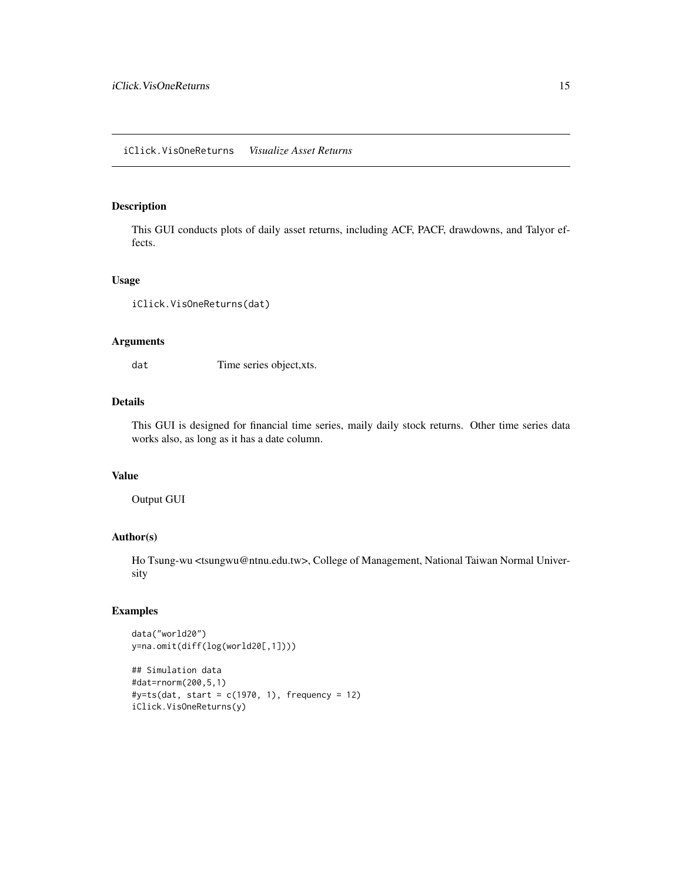## iClick.VisOneReturns *Visualize Asset Returns*

### Description

This GUI conducts plots of daily asset returns, including ACF, PACF, drawdowns, and Talyor effects.

### Usage

```
iClick.VisOneReturns(dat)
```

### Arguments

| | |
|---|---|
| dat | Time series object,xts. |

### Details

This GUI is designed for financial time series, maily daily stock returns. Other time series data works also, as long as it has a date column.

### Value

Output GUI

### Author(s)

Ho Tsung-wu <tsungwu@ntnu.edu.tw>, College of Management, National Taiwan Normal University

### Examples

```
data("world20")
y=na.omit(diff(log(world20[,1])))

## Simulation data
#dat=rnorm(200,5,1)
#y=ts(dat, start = c(1970, 1), frequency = 12)
iClick.VisOneReturns(y)
```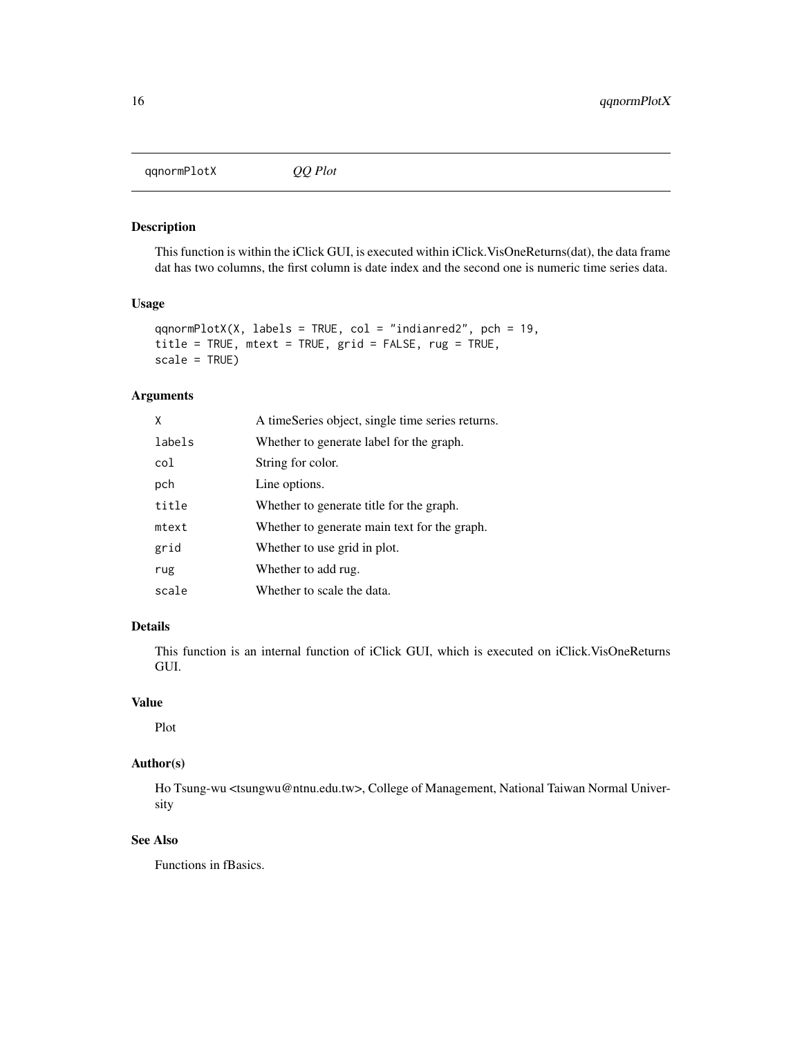qqnormPlotX *QQ Plot*

## Description

This function is within the iClick GUI, is executed within iClick.VisOneReturns(dat), the data frame dat has two columns, the first column is date index and the second one is numeric time series data.

## Usage

```
qqnormPlotX(X, labels = TRUE, col = "indianred2", pch = 19,
title = TRUE, mtext = TRUE, grid = FALSE, rug = TRUE,
scale = TRUE)
```

## Arguments

| | |
|---|---|
| X | A timeSeries object, single time series returns. |
| labels | Whether to generate label for the graph. |
| col | String for color. |
| pch | Line options. |
| title | Whether to generate title for the graph. |
| mtext | Whether to generate main text for the graph. |
| grid | Whether to use grid in plot. |
| rug | Whether to add rug. |
| scale | Whether to scale the data. |

## Details

This function is an internal function of iClick GUI, which is executed on iClick.VisOneReturns GUI.

## Value

Plot

## Author(s)

Ho Tsung-wu <tsungwu@ntnu.edu.tw>, College of Management, National Taiwan Normal University

## See Also

Functions in fBasics.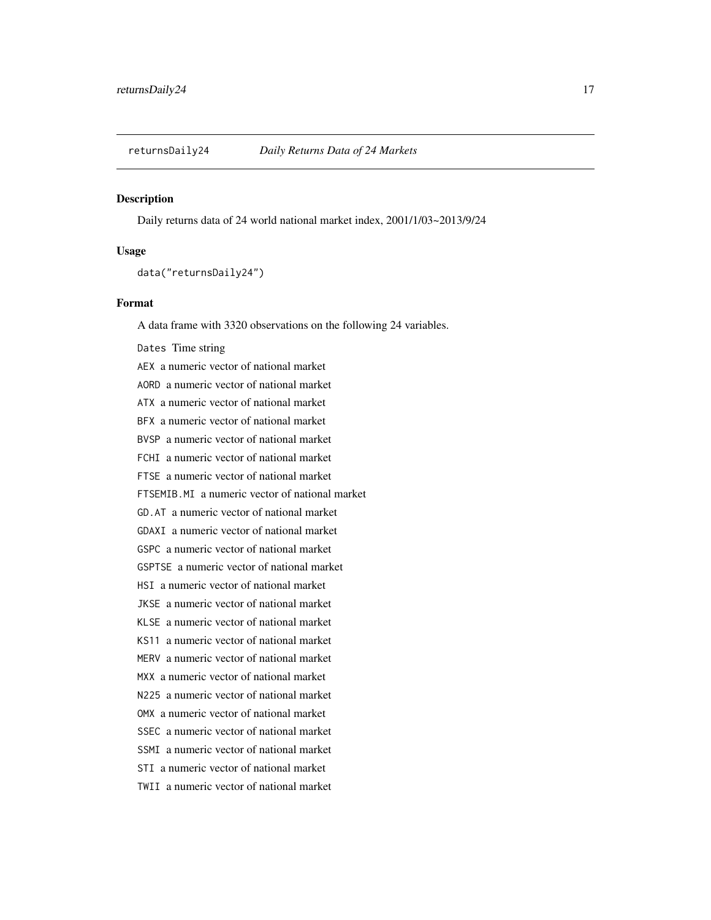## returnsDaily24 — *Daily Returns Data of 24 Markets*

### Description

Daily returns data of 24 world national market index, 2001/1/03~2013/9/24

### Usage

```
data("returnsDaily24")
```

### Format

A data frame with 3320 observations on the following 24 variables.

- `Dates` Time string
- `AEX` a numeric vector of national market
- `AORD` a numeric vector of national market
- `ATX` a numeric vector of national market
- `BFX` a numeric vector of national market
- `BVSP` a numeric vector of national market
- `FCHI` a numeric vector of national market
- `FTSE` a numeric vector of national market
- `FTSEMIB.MI` a numeric vector of national market
- `GD.AT` a numeric vector of national market
- `GDAXI` a numeric vector of national market
- `GSPC` a numeric vector of national market
- `GSPTSE` a numeric vector of national market
- `HSI` a numeric vector of national market
- `JKSE` a numeric vector of national market
- `KLSE` a numeric vector of national market
- `KS11` a numeric vector of national market
- `MERV` a numeric vector of national market
- `MXX` a numeric vector of national market
- `N225` a numeric vector of national market
- `OMX` a numeric vector of national market
- `SSEC` a numeric vector of national market
- `SSMI` a numeric vector of national market
- `STI` a numeric vector of national market
- `TWII` a numeric vector of national market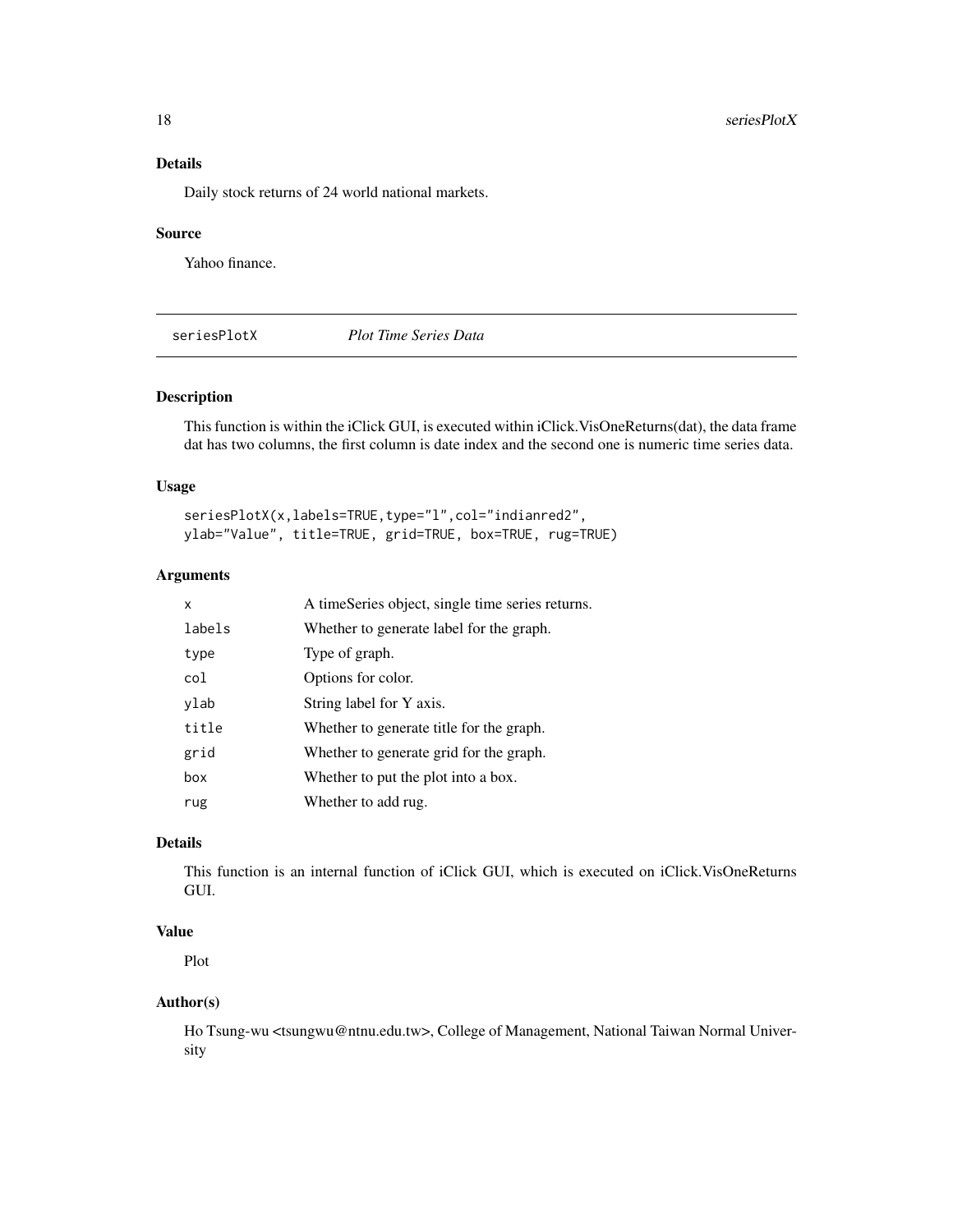## Details

Daily stock returns of 24 world national markets.

## Source

Yahoo finance.

---

# seriesPlotX *Plot Time Series Data*

## Description

This function is within the iClick GUI, is executed within iClick.VisOneReturns(dat), the data frame dat has two columns, the first column is date index and the second one is numeric time series data.

## Usage

```
seriesPlotX(x,labels=TRUE,type="l",col="indianred2",
ylab="Value", title=TRUE, grid=TRUE, box=TRUE, rug=TRUE)
```

## Arguments

| | |
|---|---|
| `x` | A timeSeries object, single time series returns. |
| `labels` | Whether to generate label for the graph. |
| `type` | Type of graph. |
| `col` | Options for color. |
| `ylab` | String label for Y axis. |
| `title` | Whether to generate title for the graph. |
| `grid` | Whether to generate grid for the graph. |
| `box` | Whether to put the plot into a box. |
| `rug` | Whether to add rug. |

## Details

This function is an internal function of iClick GUI, which is executed on iClick.VisOneReturns GUI.

## Value

Plot

## Author(s)

Ho Tsung-wu <tsungwu@ntnu.edu.tw>, College of Management, National Taiwan Normal University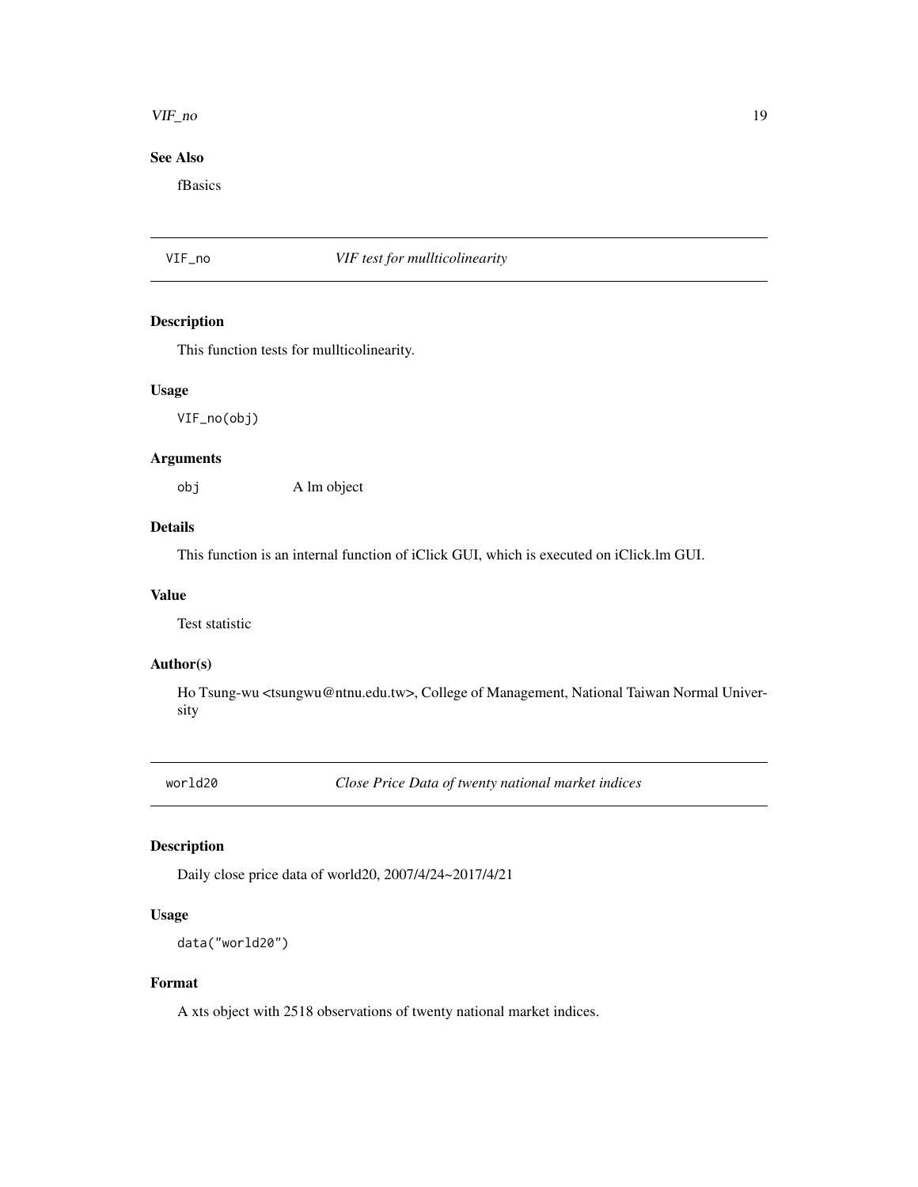### See Also

fBasics

## VIF_no — *VIF test for mullticolinearity*

### Description

This function tests for mullticolinearity.

### Usage

```
VIF_no(obj)
```

### Arguments

| | |
|---|---|
| obj | A lm object |

### Details

This function is an internal function of iClick GUI, which is executed on iClick.lm GUI.

### Value

Test statistic

### Author(s)

Ho Tsung-wu <tsungwu@ntnu.edu.tw>, College of Management, National Taiwan Normal University

## world20 — *Close Price Data of twenty national market indices*

### Description

Daily close price data of world20, 2007/4/24~2017/4/21

### Usage

```
data("world20")
```

### Format

A xts object with 2518 observations of twenty national market indices.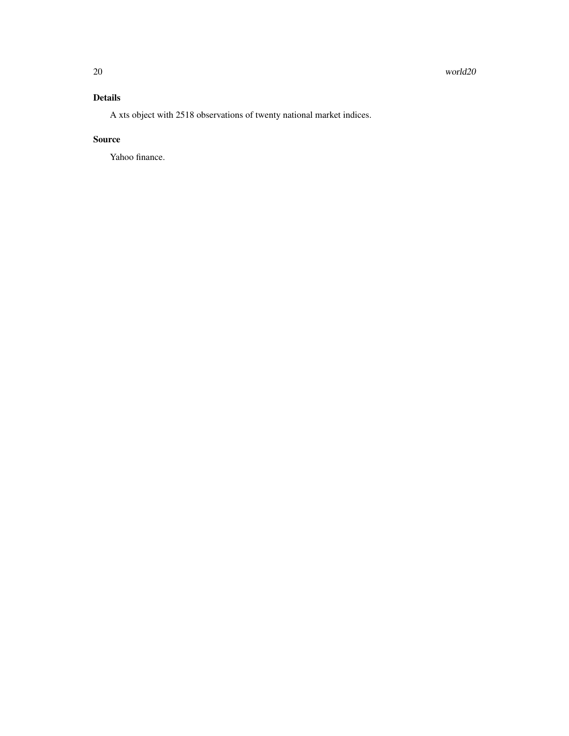## Details

A xts object with 2518 observations of twenty national market indices.

## Source

Yahoo finance.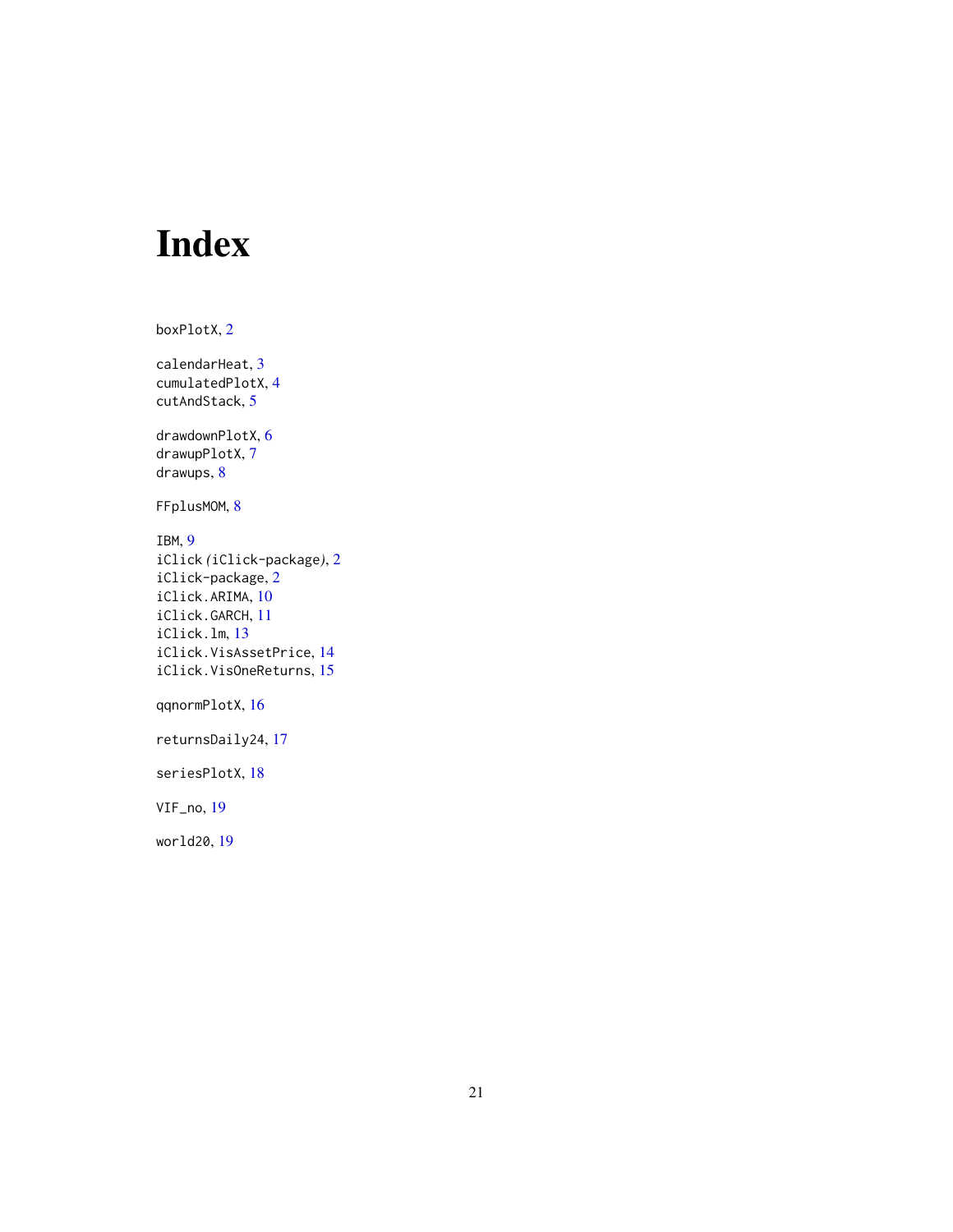# Index

boxPlotX, 2

calendarHeat, 3
cumulatedPlotX, 4
cutAndStack, 5

drawdownPlotX, 6
drawupPlotX, 7
drawups, 8

FFplusMOM, 8

IBM, 9
iClick (iClick-package), 2
iClick-package, 2
iClick.ARIMA, 10
iClick.GARCH, 11
iClick.lm, 13
iClick.VisAssetPrice, 14
iClick.VisOneReturns, 15

qqnormPlotX, 16

returnsDaily24, 17

seriesPlotX, 18

VIF_no, 19

world20, 19